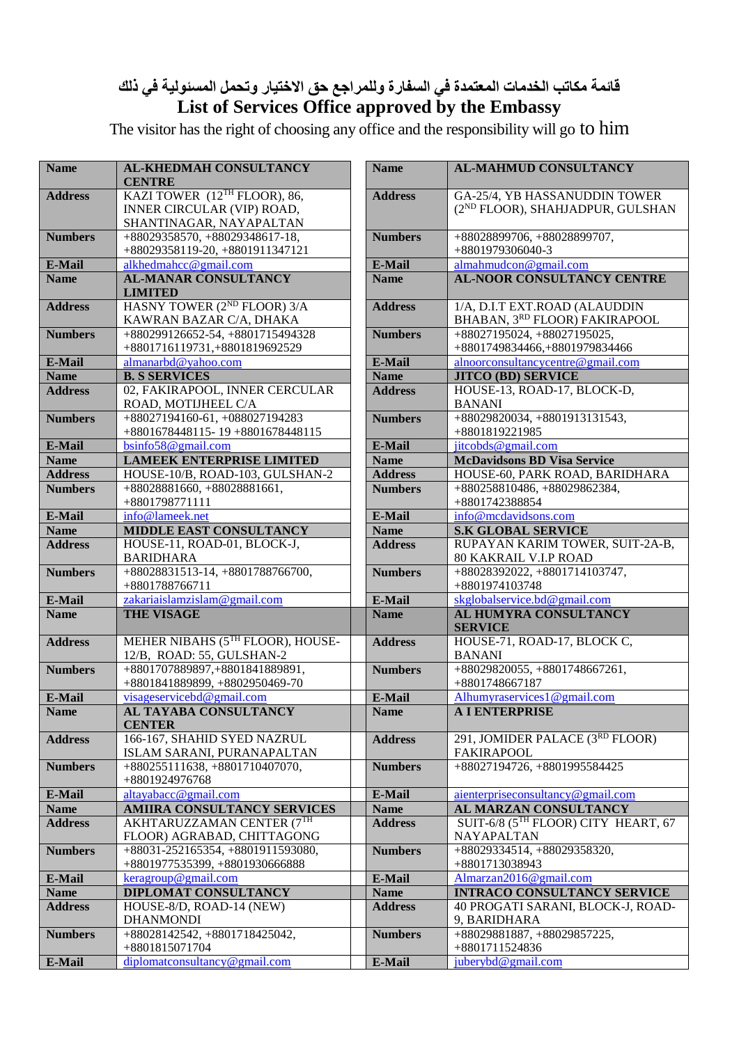# قائمة مكاتب الخدمات المعتمدة في السفارة وللمراجع حق الاختيار وتحمل المسئولية في ذلك

## List of Services Office approved by the Embassy

The visitor has the right of choosing any office and the responsibility will go to him

| Name | AL-KHEDMAH CONSULTANCY CENTRE |
|---|---|
| Address | KAZI TOWER (12TH FLOOR), 86, INNER CIRCULAR (VIP) ROAD, SHANTINAGAR, NAYAPALTAN |
| Numbers | +88029358570, +88029348617-18, +88029358119-20, +8801911347121 |
| E-Mail | alkhedmahcc@gmail.com |
| Name | AL-MANAR CONSULTANCY LIMITED |
| Address | HASNY TOWER (2ND FLOOR) 3/A KAWRAN BAZAR C/A, DHAKA |
| Numbers | +880299126652-54, +8801715494328 +8801716119731,+8801819692529 |
| E-Mail | almanarbd@yahoo.com |
| Name | B. S SERVICES |
| Address | 02, FAKIRAPOOL, INNER CERCULAR ROAD, MOTIJHEEL C/A |
| Numbers | +88027194160-61, +088027194283 +8801678448115- 19 +8801678448115 |
| E-Mail | bsinfo58@gmail.com |
| Name | LAMEEK ENTERPRISE LIMITED |
| Address | HOUSE-10/B, ROAD-103, GULSHAN-2 |
| Numbers | +88028881660, +88028881661, +8801798771111 |
| E-Mail | info@lameek.net |
| Name | MIDDLE EAST CONSULTANCY |
| Address | HOUSE-11, ROAD-01, BLOCK-J, BARIDHARA |
| Numbers | +88028831513-14, +8801788766700, +8801788766711 |
| E-Mail | zakariaislamzislam@gmail.com |
| Name | THE VISAGE |
| Address | MEHER NIBAHS (5TH FLOOR), HOUSE-12/B, ROAD: 55, GULSHAN-2 |
| Numbers | +8801707889897,+8801841889891, +8801841889899, +8802950469-70 |
| E-Mail | visageservicebd@gmail.com |
| Name | AL TAYABA CONSULTANCY CENTER |
| Address | 166-167, SHAHID SYED NAZRUL ISLAM SARANI, PURANAPALTAN |
| Numbers | +880255111638, +8801710407070, +8801924976768 |
| E-Mail | altayabacc@gmail.com |
| Name | AMIIRA CONSULTANCY SERVICES |
| Address | AKHTARUZZAMAN CENTER (7TH FLOOR) AGRABAD, CHITTAGONG |
| Numbers | +88031-252165354, +8801911593080, +8801977535399, +8801930666888 |
| E-Mail | keragroup@gmail.com |
| Name | DIPLOMAT CONSULTANCY |
| Address | HOUSE-8/D, ROAD-14 (NEW) DHANMONDI |
| Numbers | +88028142542, +8801718425042, +8801815071704 |
| E-Mail | diplomatconsultancy@gmail.com |

| Name | AL-MAHMUD CONSULTANCY |
|---|---|
| Address | GA-25/4, YB HASSANUDDIN TOWER (2ND FLOOR), SHAHJADPUR, GULSHAN |
| Numbers | +88028899706, +88028899707, +8801979306040-3 |
| E-Mail | almahmudcon@gmail.com |
| Name | AL-NOOR CONSULTANCY CENTRE |
| Address | 1/A, D.I.T EXT.ROAD (ALAUDDIN BHABAN, 3RD FLOOR) FAKIRAPOOL |
| Numbers | +88027195024, +88027195025, +8801749834466,+8801979834466 |
| E-Mail | alnoorconsultancycentre@gmail.com |
| Name | JITCO (BD) SERVICE |
| Address | HOUSE-13, ROAD-17, BLOCK-D, BANANI |
| Numbers | +88029820034, +8801913131543, +8801819221985 |
| E-Mail | jitcobds@gmail.com |
| Name | McDavidsons BD Visa Service |
| Address | HOUSE-60, PARK ROAD, BARIDHARA |
| Numbers | +880258810486, +88029862384, +8801742388854 |
| E-Mail | info@mcdavidsons.com |
| Name | S.K GLOBAL SERVICE |
| Address | RUPAYAN KARIM TOWER, SUIT-2A-B, 80 KAKRAIL V.I.P ROAD |
| Numbers | +88028392022, +8801714103747, +8801974103748 |
| E-Mail | skglobalservice.bd@gmail.com |
| Name | AL HUMYRA CONSULTANCY SERVICE |
| Address | HOUSE-71, ROAD-17, BLOCK C, BANANI |
| Numbers | +88029820055, +8801748667261, +8801748667187 |
| E-Mail | Alhumyraservices1@gmail.com |
| Name | A I ENTERPRISE |
| Address | 291, JOMIDER PALACE (3RD FLOOR) FAKIRAPOOL |
| Numbers | +88027194726, +8801995584425 |
| E-Mail | aienterpriseconsultancy@gmail.com |
| Name | AL MARZAN CONSULTANCY |
| Address | SUIT-6/8 (5TH FLOOR) CITY HEART, 67 NAYAPALTAN |
| Numbers | +88029334514, +88029358320, +8801713038943 |
| E-Mail | Almarzan2016@gmail.com |
| Name | INTRACO CONSULTANCY SERVICE |
| Address | 40 PROGATI SARANI, BLOCK-J, ROAD-9, BARIDHARA |
| Numbers | +88029881887, +88029857225, +8801711524836 |
| E-Mail | juberybd@gmail.com |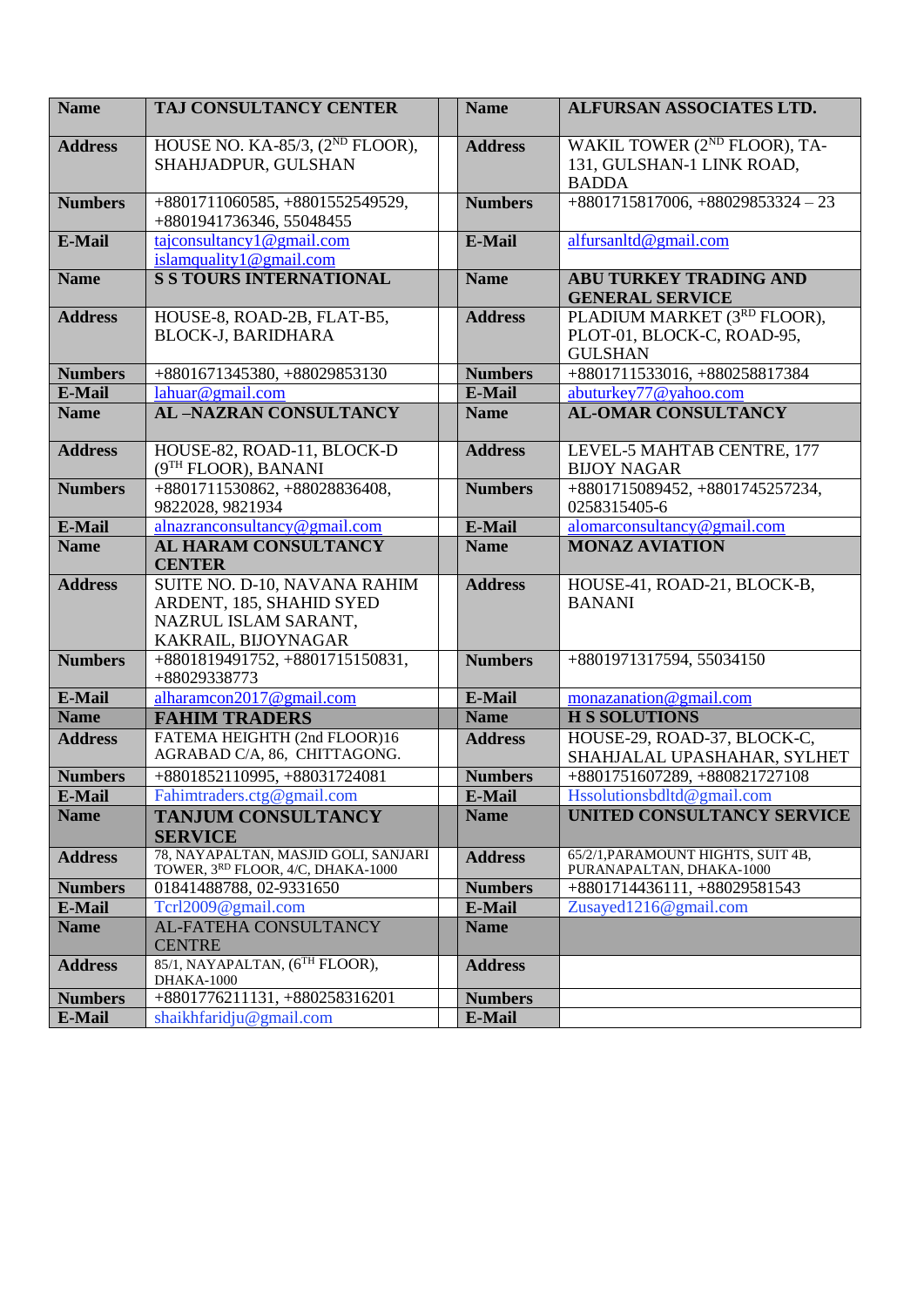| | | | | |
|---|---|---|---|---|
| **Name** | **TAJ CONSULTANCY CENTER** | | **Name** | **ALFURSAN ASSOCIATES LTD.** |
| **Address** | HOUSE NO. KA-85/3, (2ND FLOOR), SHAHJADPUR, GULSHAN | | **Address** | WAKIL TOWER (2ND FLOOR), TA-131, GULSHAN-1 LINK ROAD, BADDA |
| **Numbers** | +8801711060585, +8801552549529, +8801941736346, 55048455 | | **Numbers** | +8801715817006, +88029853324 – 23 |
| **E-Mail** | tajconsultancy1@gmail.com islamquality1@gmail.com | | **E-Mail** | alfursanltd@gmail.com |
| **Name** | **S S TOURS INTERNATIONAL** | | **Name** | **ABU TURKEY TRADING AND GENERAL SERVICE** |
| **Address** | HOUSE-8, ROAD-2B, FLAT-B5, BLOCK-J, BARIDHARA | | **Address** | PLADIUM MARKET (3RD FLOOR), PLOT-01, BLOCK-C, ROAD-95, GULSHAN |
| **Numbers** | +8801671345380, +88029853130 | | **Numbers** | +8801711533016, +880258817384 |
| **E-Mail** | lahuar@gmail.com | | **E-Mail** | abuturkey77@yahoo.com |
| **Name** | **AL –NAZRAN CONSULTANCY** | | **Name** | **AL-OMAR CONSULTANCY** |
| **Address** | HOUSE-82, ROAD-11, BLOCK-D (9TH FLOOR), BANANI | | **Address** | LEVEL-5 MAHTAB CENTRE, 177 BIJOY NAGAR |
| **Numbers** | +8801711530862, +88028836408, 9822028, 9821934 | | **Numbers** | +8801715089452, +8801745257234, 0258315405-6 |
| **E-Mail** | alnazranconsultancy@gmail.com | | **E-Mail** | alomarconsultancy@gmail.com |
| **Name** | **AL HARAM CONSULTANCY CENTER** | | **Name** | **MONAZ AVIATION** |
| **Address** | SUITE NO. D-10, NAVANA RAHIM ARDENT, 185, SHAHID SYED NAZRUL ISLAM SARANT, KAKRAIL, BIJOYNAGAR | | **Address** | HOUSE-41, ROAD-21, BLOCK-B, BANANI |
| **Numbers** | +8801819491752, +8801715150831, +88029338773 | | **Numbers** | +8801971317594, 55034150 |
| **E-Mail** | alharamcon2017@gmail.com | | **E-Mail** | monazanation@gmail.com |
| **Name** | **FAHIM TRADERS** | | **Name** | **H S SOLUTIONS** |
| **Address** | FATEMA HEIGHTH (2nd FLOOR)16 AGRABAD C/A, 86, CHITTAGONG. | | **Address** | HOUSE-29, ROAD-37, BLOCK-C, SHAHJALAL UPASHAHAR, SYLHET |
| **Numbers** | +8801852110995, +88031724081 | | **Numbers** | +8801751607289, +880821727108 |
| **E-Mail** | Fahimtraders.ctg@gmail.com | | **E-Mail** | Hssolutionsbdltd@gmail.com |
| **Name** | **TANJUM CONSULTANCY SERVICE** | | **Name** | **UNITED CONSULTANCY SERVICE** |
| **Address** | 78, NAYAPALTAN, MASJID GOLI, SANJARI TOWER, 3RD FLOOR, 4/C, DHAKA-1000 | | **Address** | 65/2/1,PARAMOUNT HIGHTS, SUIT 4B, PURANAPALTAN, DHAKA-1000 |
| **Numbers** | 01841488788, 02-9331650 | | **Numbers** | +8801714436111, +88029581543 |
| **E-Mail** | Tcrl2009@gmail.com | | **E-Mail** | Zusayed1216@gmail.com |
| **Name** | AL-FATEHA CONSULTANCY CENTRE | | **Name** | |
| **Address** | 85/1, NAYAPALTAN, (6TH FLOOR), DHAKA-1000 | | **Address** | |
| **Numbers** | +8801776211131, +880258316201 | | **Numbers** | |
| **E-Mail** | shaikhfaridju@gmail.com | | **E-Mail** | |